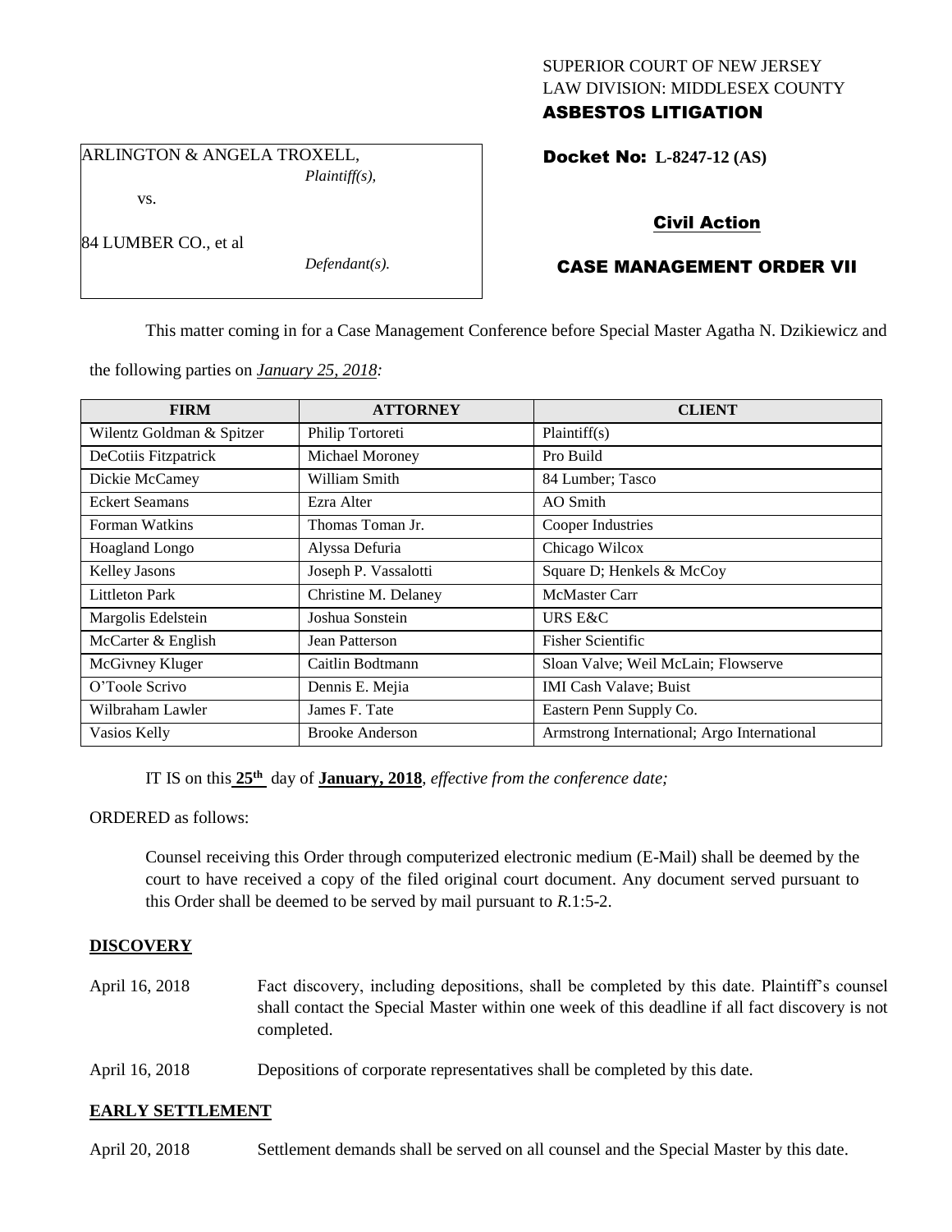SUPERIOR COURT OF NEW JERSEY
LAW DIVISION: MIDDLESEX COUNTY
**ASBESTOS LITIGATION**

ARLINGTON & ANGELA TROXELL,
*Plaintiff(s),*

vs.

84 LUMBER CO., et al
*Defendant(s).*

**Docket No: L-8247-12 (AS)**

## Civil Action

## CASE MANAGEMENT ORDER VII

This matter coming in for a Case Management Conference before Special Master Agatha N. Dzikiewicz and the following parties on *January 25, 2018:*

| FIRM | ATTORNEY | CLIENT |
|---|---|---|
| Wilentz Goldman & Spitzer | Philip Tortoreti | Plaintiff(s) |
| DeCotiis Fitzpatrick | Michael Moroney | Pro Build |
| Dickie McCamey | William Smith | 84 Lumber; Tasco |
| Eckert Seamans | Ezra Alter | AO Smith |
| Forman Watkins | Thomas Toman Jr. | Cooper Industries |
| Hoagland Longo | Alyssa Defuria | Chicago Wilcox |
| Kelley Jasons | Joseph P. Vassalotti | Square D; Henkels & McCoy |
| Littleton Park | Christine M. Delaney | McMaster Carr |
| Margolis Edelstein | Joshua Sonstein | URS E&C |
| McCarter & English | Jean Patterson | Fisher Scientific |
| McGivney Kluger | Caitlin Bodtmann | Sloan Valve; Weil McLain; Flowserve |
| O'Toole Scrivo | Dennis E. Mejia | IMI Cash Valave; Buist |
| Wilbraham Lawler | James F. Tate | Eastern Penn Supply Co. |
| Vasios Kelly | Brooke Anderson | Armstrong International; Argo International |

IT IS on this **25th** day of **January, 2018**, *effective from the conference date;*

ORDERED as follows:

Counsel receiving this Order through computerized electronic medium (E-Mail) shall be deemed by the court to have received a copy of the filed original court document. Any document served pursuant to this Order shall be deemed to be served by mail pursuant to *R*.1:5-2.

**DISCOVERY**

April 16, 2018 — Fact discovery, including depositions, shall be completed by this date. Plaintiff's counsel shall contact the Special Master within one week of this deadline if all fact discovery is not completed.

April 16, 2018 — Depositions of corporate representatives shall be completed by this date.

**EARLY SETTLEMENT**

April 20, 2018 — Settlement demands shall be served on all counsel and the Special Master by this date.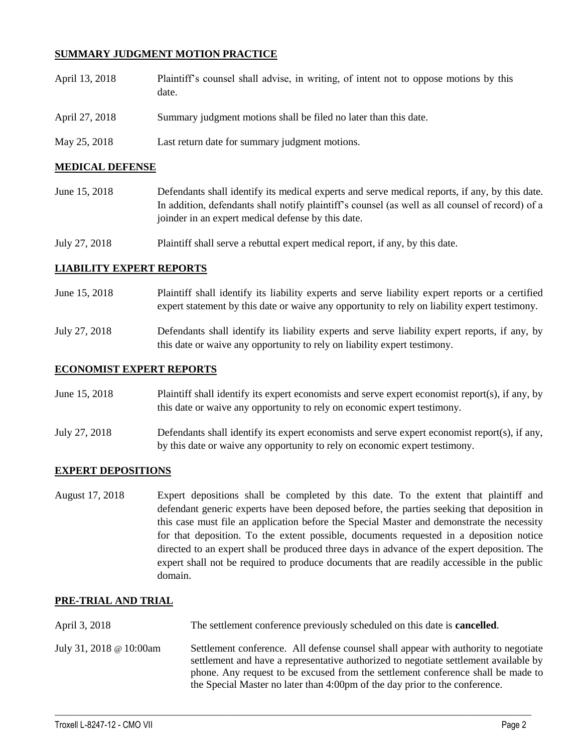**SUMMARY JUDGMENT MOTION PRACTICE**

| | |
|---|---|
| April 13, 2018 | Plaintiff's counsel shall advise, in writing, of intent not to oppose motions by this date. |
| April 27, 2018 | Summary judgment motions shall be filed no later than this date. |
| May 25, 2018 | Last return date for summary judgment motions. |

**MEDICAL DEFENSE**

| | |
|---|---|
| June 15, 2018 | Defendants shall identify its medical experts and serve medical reports, if any, by this date. In addition, defendants shall notify plaintiff's counsel (as well as all counsel of record) of a joinder in an expert medical defense by this date. |
| July 27, 2018 | Plaintiff shall serve a rebuttal expert medical report, if any, by this date. |

**LIABILITY EXPERT REPORTS**

| | |
|---|---|
| June 15, 2018 | Plaintiff shall identify its liability experts and serve liability expert reports or a certified expert statement by this date or waive any opportunity to rely on liability expert testimony. |
| July 27, 2018 | Defendants shall identify its liability experts and serve liability expert reports, if any, by this date or waive any opportunity to rely on liability expert testimony. |

**ECONOMIST EXPERT REPORTS**

| | |
|---|---|
| June 15, 2018 | Plaintiff shall identify its expert economists and serve expert economist report(s), if any, by this date or waive any opportunity to rely on economic expert testimony. |
| July 27, 2018 | Defendants shall identify its expert economists and serve expert economist report(s), if any, by this date or waive any opportunity to rely on economic expert testimony. |

**EXPERT DEPOSITIONS**

| | |
|---|---|
| August 17, 2018 | Expert depositions shall be completed by this date. To the extent that plaintiff and defendant generic experts have been deposed before, the parties seeking that deposition in this case must file an application before the Special Master and demonstrate the necessity for that deposition. To the extent possible, documents requested in a deposition notice directed to an expert shall be produced three days in advance of the expert deposition. The expert shall not be required to produce documents that are readily accessible in the public domain. |

**PRE-TRIAL AND TRIAL**

| | |
|---|---|
| April 3, 2018 | The settlement conference previously scheduled on this date is **cancelled**. |
| July 31, 2018 @ 10:00am | Settlement conference. All defense counsel shall appear with authority to negotiate settlement and have a representative authorized to negotiate settlement available by phone. Any request to be excused from the settlement conference shall be made to the Special Master no later than 4:00pm of the day prior to the conference. |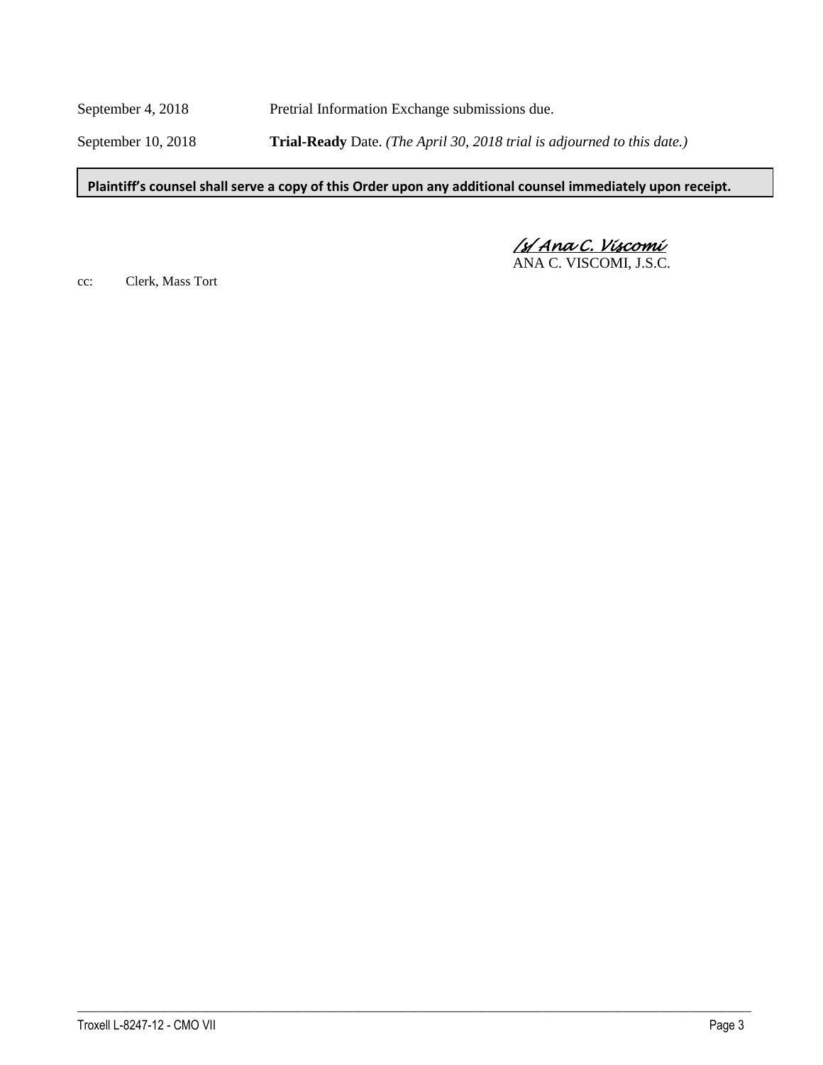| | |
|---|---|
| September 4, 2018 | Pretrial Information Exchange submissions due. |
| September 10, 2018 | **Trial-Ready** Date. *(The April 30, 2018 trial is adjourned to this date.)* |

**Plaintiff's counsel shall serve a copy of this Order upon any additional counsel immediately upon receipt.**

*/s/ Ana C. Viscomi*
ANA C. VISCOMI, J.S.C.

cc: Clerk, Mass Tort